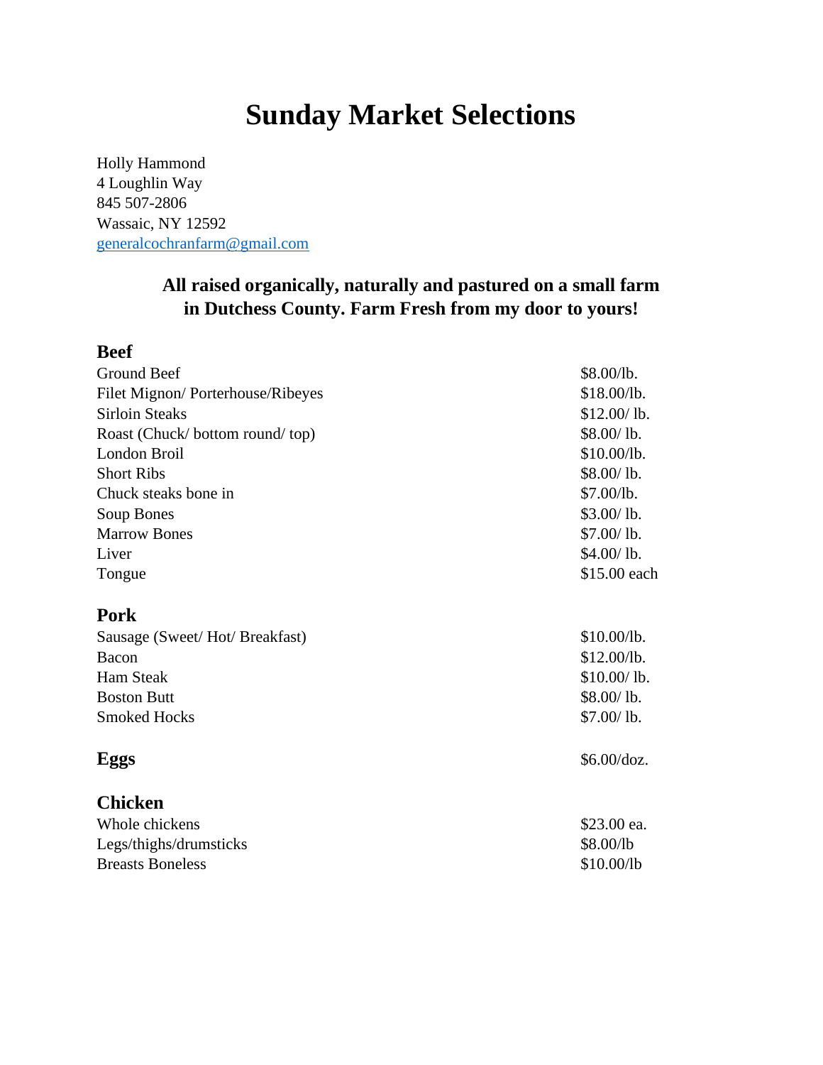# Sunday Market Selections

Holly Hammond
4 Loughlin Way
845 507-2806
Wassaic, NY 12592
generalcochranfarm@gmail.com

**All raised organically, naturally and pastured on a small farm in Dutchess County. Farm Fresh from my door to yours!**

## Beef

| | |
|---|---|
| Ground Beef | $8.00/lb. |
| Filet Mignon/ Porterhouse/Ribeyes | $18.00/lb. |
| Sirloin Steaks | $12.00/ lb. |
| Roast (Chuck/ bottom round/ top) | $8.00/ lb. |
| London Broil | $10.00/lb. |
| Short Ribs | $8.00/ lb. |
| Chuck steaks bone in | $7.00/lb. |
| Soup Bones | $3.00/ lb. |
| Marrow Bones | $7.00/ lb. |
| Liver | $4.00/ lb. |
| Tongue | $15.00 each |

## Pork

| | |
|---|---|
| Sausage (Sweet/ Hot/ Breakfast) | $10.00/lb. |
| Bacon | $12.00/lb. |
| Ham Steak | $10.00/ lb. |
| Boston Butt | $8.00/ lb. |
| Smoked Hocks | $7.00/ lb. |

## Eggs

$6.00/doz.

## Chicken

| | |
|---|---|
| Whole chickens | $23.00 ea. |
| Legs/thighs/drumsticks | $8.00/lb |
| Breasts Boneless | $10.00/lb |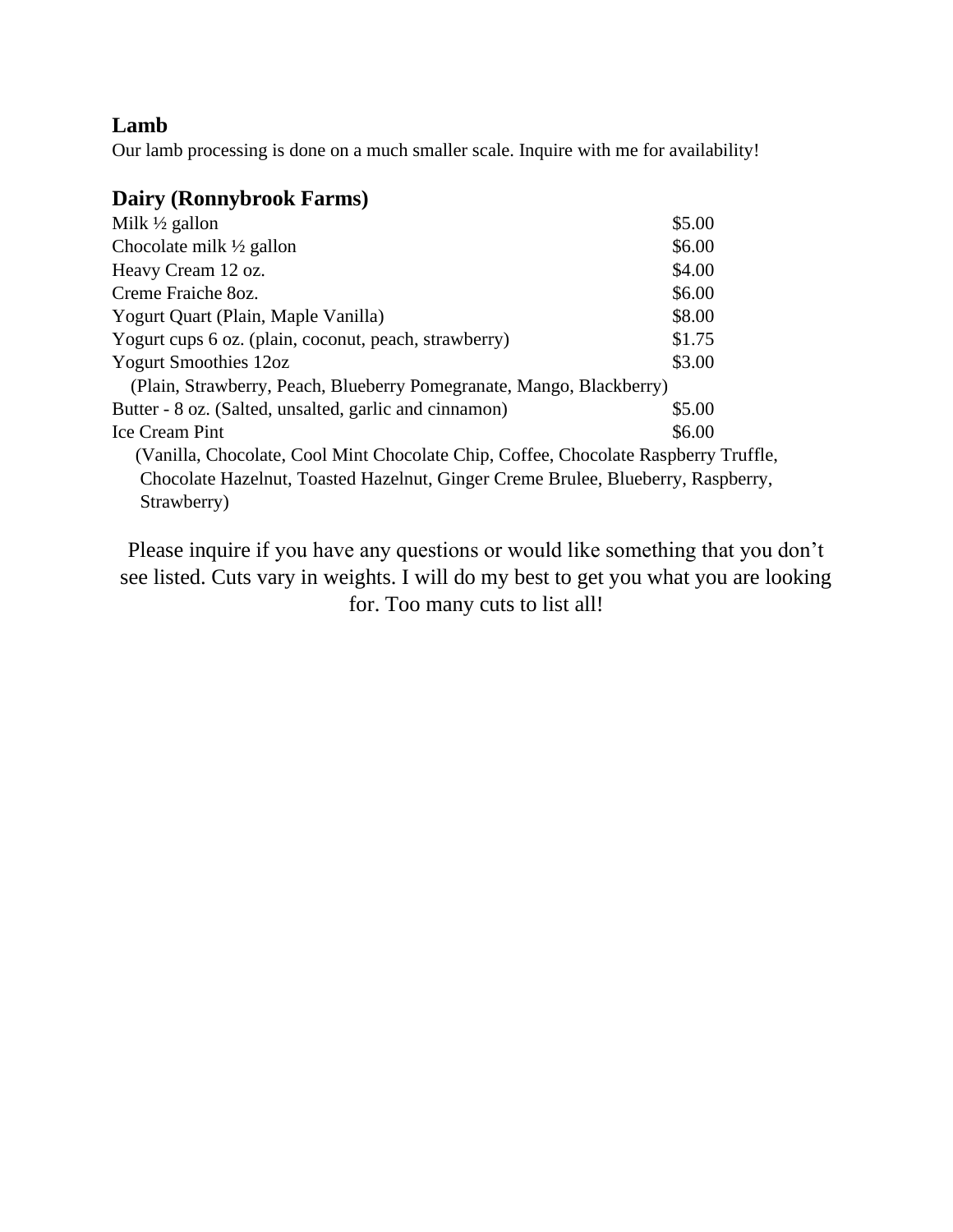## Lamb

Our lamb processing is done on a much smaller scale. Inquire with me for availability!

## Dairy (Ronnybrook Farms)

| | |
|---|---|
| Milk ½ gallon | $5.00 |
| Chocolate milk ½ gallon | $6.00 |
| Heavy Cream 12 oz. | $4.00 |
| Creme Fraiche 8oz. | $6.00 |
| Yogurt Quart (Plain, Maple Vanilla) | $8.00 |
| Yogurt cups 6 oz. (plain, coconut, peach, strawberry) | $1.75 |
| Yogurt Smoothies 12oz (Plain, Strawberry, Peach, Blueberry Pomegranate, Mango, Blackberry) | $3.00 |
| Butter - 8 oz. (Salted, unsalted, garlic and cinnamon) | $5.00 |
| Ice Cream Pint (Vanilla, Chocolate, Cool Mint Chocolate Chip, Coffee, Chocolate Raspberry Truffle, Chocolate Hazelnut, Toasted Hazelnut, Ginger Creme Brulee, Blueberry, Raspberry, Strawberry) | $6.00 |

Please inquire if you have any questions or would like something that you don't see listed. Cuts vary in weights. I will do my best to get you what you are looking for. Too many cuts to list all!